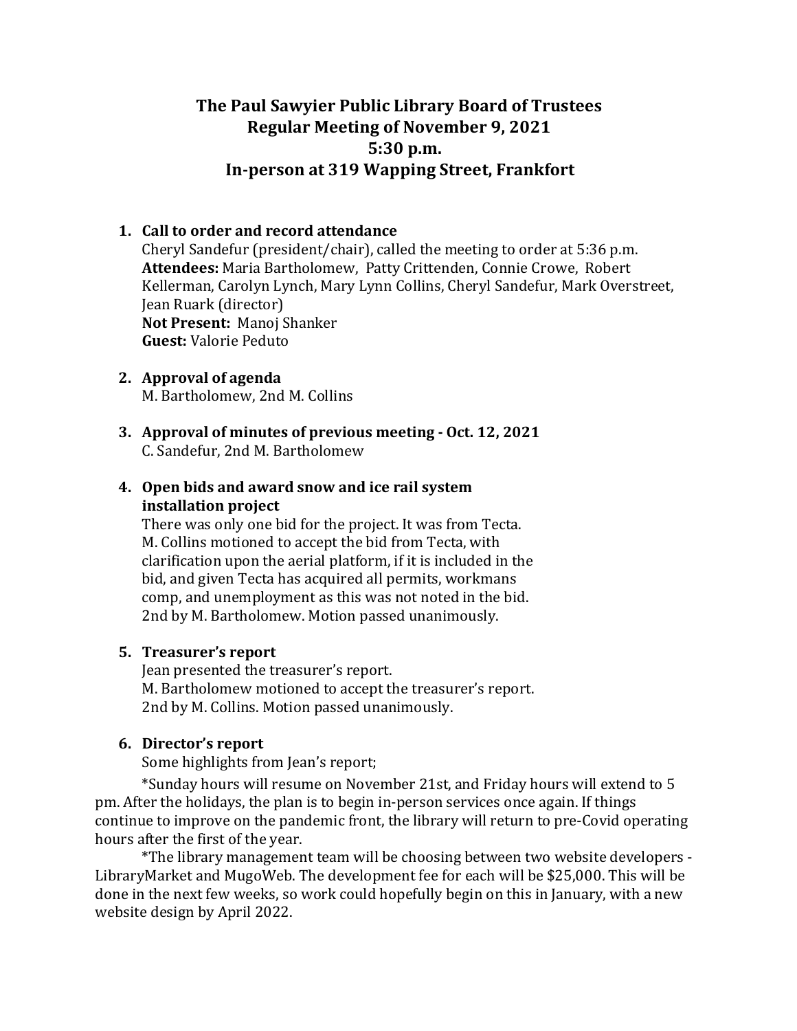# The Paul Sawyier Public Library Board of Trustees
## Regular Meeting of November 9, 2021
## 5:30 p.m.
## In-person at 319 Wapping Street, Frankfort

1. **Call to order and record attendance**
   Cheryl Sandefur (president/chair), called the meeting to order at 5:36 p.m.
   **Attendees:** Maria Bartholomew, Patty Crittenden, Connie Crowe, Robert Kellerman, Carolyn Lynch, Mary Lynn Collins, Cheryl Sandefur, Mark Overstreet, Jean Ruark (director)
   **Not Present:** Manoj Shanker
   **Guest:** Valorie Peduto

2. **Approval of agenda**
   M. Bartholomew, 2nd M. Collins

3. **Approval of minutes of previous meeting - Oct. 12, 2021**
   C. Sandefur, 2nd M. Bartholomew

4. **Open bids and award snow and ice rail system installation project**
   There was only one bid for the project. It was from Tecta. M. Collins motioned to accept the bid from Tecta, with clarification upon the aerial platform, if it is included in the bid, and given Tecta has acquired all permits, workmans comp, and unemployment as this was not noted in the bid. 2nd by M. Bartholomew. Motion passed unanimously.

5. **Treasurer's report**
   Jean presented the treasurer's report.
   M. Bartholomew motioned to accept the treasurer's report.
   2nd by M. Collins. Motion passed unanimously.

6. **Director's report**
   Some highlights from Jean's report;

   *Sunday hours will resume on November 21st, and Friday hours will extend to 5 pm. After the holidays, the plan is to begin in-person services once again. If things continue to improve on the pandemic front, the library will return to pre-Covid operating hours after the first of the year.

   *The library management team will be choosing between two website developers - LibraryMarket and MugoWeb. The development fee for each will be $25,000. This will be done in the next few weeks, so work could hopefully begin on this in January, with a new website design by April 2022.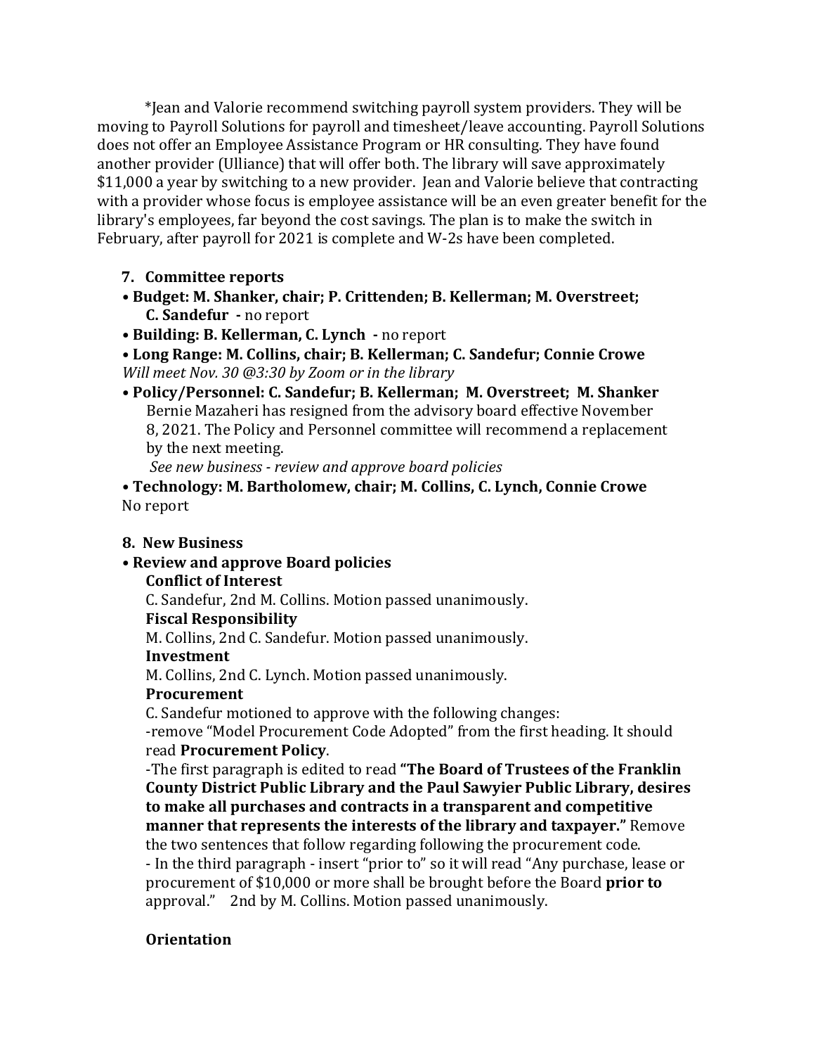*Jean and Valorie recommend switching payroll system providers. They will be moving to Payroll Solutions for payroll and timesheet/leave accounting. Payroll Solutions does not offer an Employee Assistance Program or HR consulting. They have found another provider (Ulliance) that will offer both. The library will save approximately $11,000 a year by switching to a new provider. Jean and Valorie believe that contracting with a provider whose focus is employee assistance will be an even greater benefit for the library's employees, far beyond the cost savings. The plan is to make the switch in February, after payroll for 2021 is complete and W-2s have been completed.

**7. Committee reports**

- **Budget: M. Shanker, chair; P. Crittenden; B. Kellerman; M. Overstreet; C. Sandefur -** no report
- **Building: B. Kellerman, C. Lynch -** no report
- **Long Range: M. Collins, chair; B. Kellerman; C. Sandefur; Connie Crowe**
  *Will meet Nov. 30 @3:30 by Zoom or in the library*
- **Policy/Personnel: C. Sandefur; B. Kellerman; M. Overstreet; M. Shanker**
  Bernie Mazaheri has resigned from the advisory board effective November 8, 2021. The Policy and Personnel committee will recommend a replacement by the next meeting.
  *See new business - review and approve board policies*
- **Technology: M. Bartholomew, chair; M. Collins, C. Lynch, Connie Crowe**
  No report

**8. New Business**

- **Review and approve Board policies**

  **Conflict of Interest**

  C. Sandefur, 2nd M. Collins. Motion passed unanimously.

  **Fiscal Responsibility**

  M. Collins, 2nd C. Sandefur. Motion passed unanimously.

  **Investment**

  M. Collins, 2nd C. Lynch. Motion passed unanimously.

  **Procurement**

  C. Sandefur motioned to approve with the following changes:

  -remove "Model Procurement Code Adopted" from the first heading. It should read **Procurement Policy**.

  -The first paragraph is edited to read **"The Board of Trustees of the Franklin County District Public Library and the Paul Sawyier Public Library, desires to make all purchases and contracts in a transparent and competitive manner that represents the interests of the library and taxpayer."** Remove the two sentences that follow regarding following the procurement code.

  - In the third paragraph - insert "prior to" so it will read "Any purchase, lease or procurement of $10,000 or more shall be brought before the Board **prior to** approval." 2nd by M. Collins. Motion passed unanimously.

  **Orientation**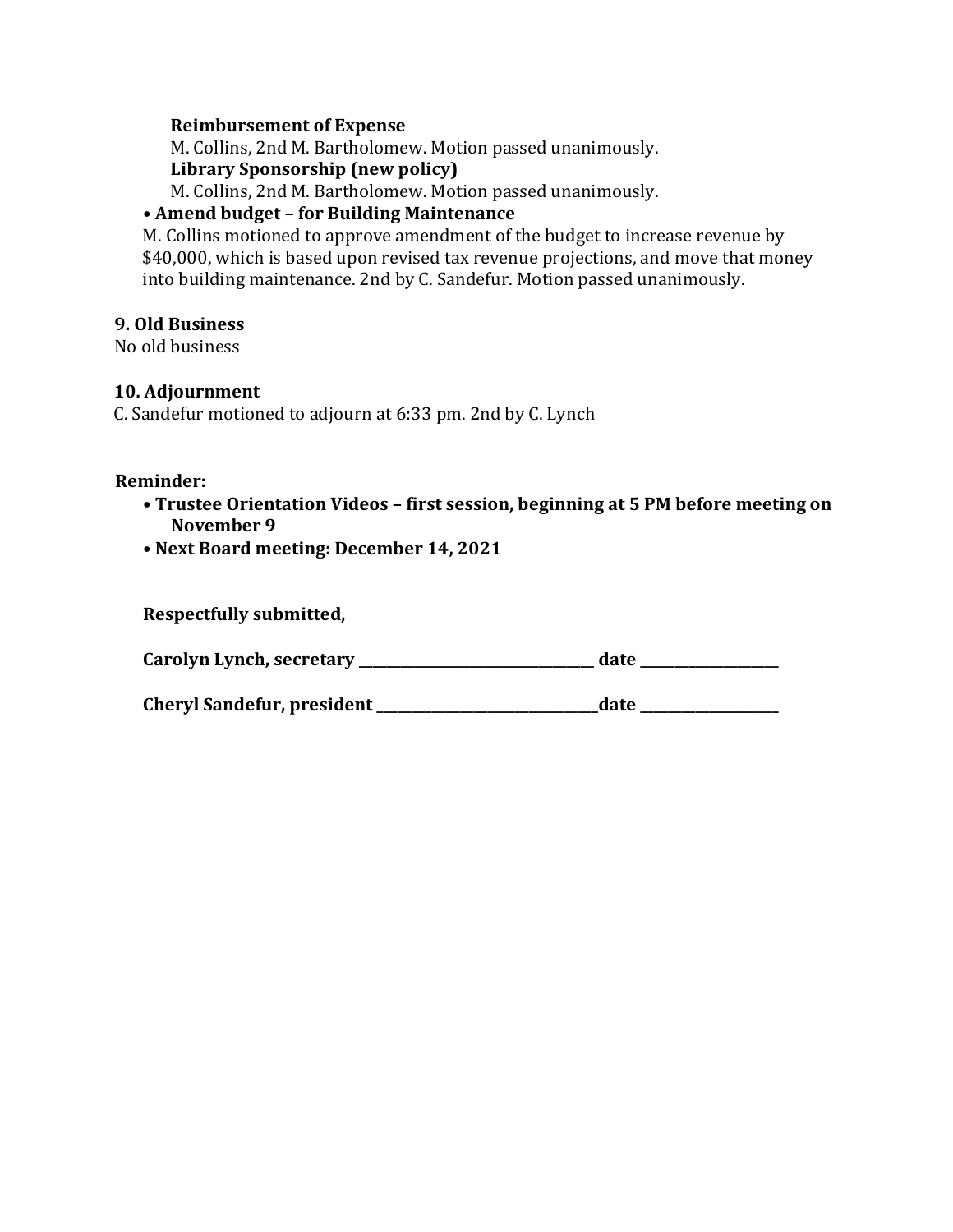**Reimbursement of Expense**

M. Collins, 2nd M. Bartholomew. Motion passed unanimously.

**Library Sponsorship (new policy)**

M. Collins, 2nd M. Bartholomew. Motion passed unanimously.

- **Amend budget – for Building Maintenance**

M. Collins motioned to approve amendment of the budget to increase revenue by $40,000, which is based upon revised tax revenue projections, and move that money into building maintenance. 2nd by C. Sandefur. Motion passed unanimously.

### 9. Old Business

No old business

### 10. Adjournment

C. Sandefur motioned to adjourn at 6:33 pm. 2nd by C. Lynch

**Reminder:**

- **Trustee Orientation Videos – first session, beginning at 5 PM before meeting on November 9**
- **Next Board meeting: December 14, 2021**

**Respectfully submitted,**

**Carolyn Lynch, secretary \_\_\_\_\_\_\_\_\_\_\_\_\_\_\_\_\_\_\_\_\_\_\_\_\_\_\_\_\_\_\_\_ date \_\_\_\_\_\_\_\_\_\_\_\_\_\_\_\_\_\_\_\_**

**Cheryl Sandefur, president \_\_\_\_\_\_\_\_\_\_\_\_\_\_\_\_\_\_\_\_\_\_\_\_\_\_\_\_\_\_\_\_date \_\_\_\_\_\_\_\_\_\_\_\_\_\_\_\_\_\_\_\_**